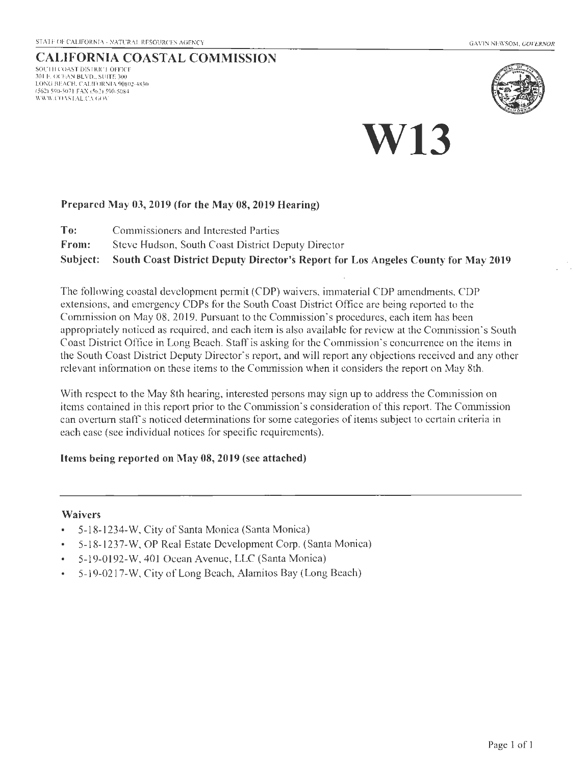STATE OF CALIFORNIA - NATURAL RESOURCES AGENCY

GAVIN NEWSOM, *GOVERNOR*

# CALIFORNIA COASTAL COMMISSION

SOUTH COAST DISTRICT OFFICE
301 E. OCEAN BLVD., SUITE 300
LONG BEACH, CALIFORNIA 90802-4830
(562) 590-5071 FAX (562) 590-5084
WWW.COASTAL.CA.GOV

# W13

**Prepared May 03, 2019 (for the May 08, 2019 Hearing)**

**To:** Commissioners and Interested Parties

**From:** Steve Hudson, South Coast District Deputy Director

**Subject: South Coast District Deputy Director's Report for Los Angeles County for May 2019**

The following coastal development permit (CDP) waivers, immaterial CDP amendments, CDP extensions, and emergency CDPs for the South Coast District Office are being reported to the Commission on May 08, 2019. Pursuant to the Commission's procedures, each item has been appropriately noticed as required, and each item is also available for review at the Commission's South Coast District Office in Long Beach. Staff is asking for the Commission's concurrence on the items in the South Coast District Deputy Director's report, and will report any objections received and any other relevant information on these items to the Commission when it considers the report on May 8th.

With respect to the May 8th hearing, interested persons may sign up to address the Commission on items contained in this report prior to the Commission's consideration of this report. The Commission can overturn staff's noticed determinations for some categories of items subject to certain criteria in each case (see individual notices for specific requirements).

**Items being reported on May 08, 2019 (see attached)**

---

### Waivers

- 5-18-1234-W, City of Santa Monica (Santa Monica)
- 5-18-1237-W, OP Real Estate Development Corp. (Santa Monica)
- 5-19-0192-W, 401 Ocean Avenue, LLC (Santa Monica)
- 5-19-0217-W, City of Long Beach, Alamitos Bay (Long Beach)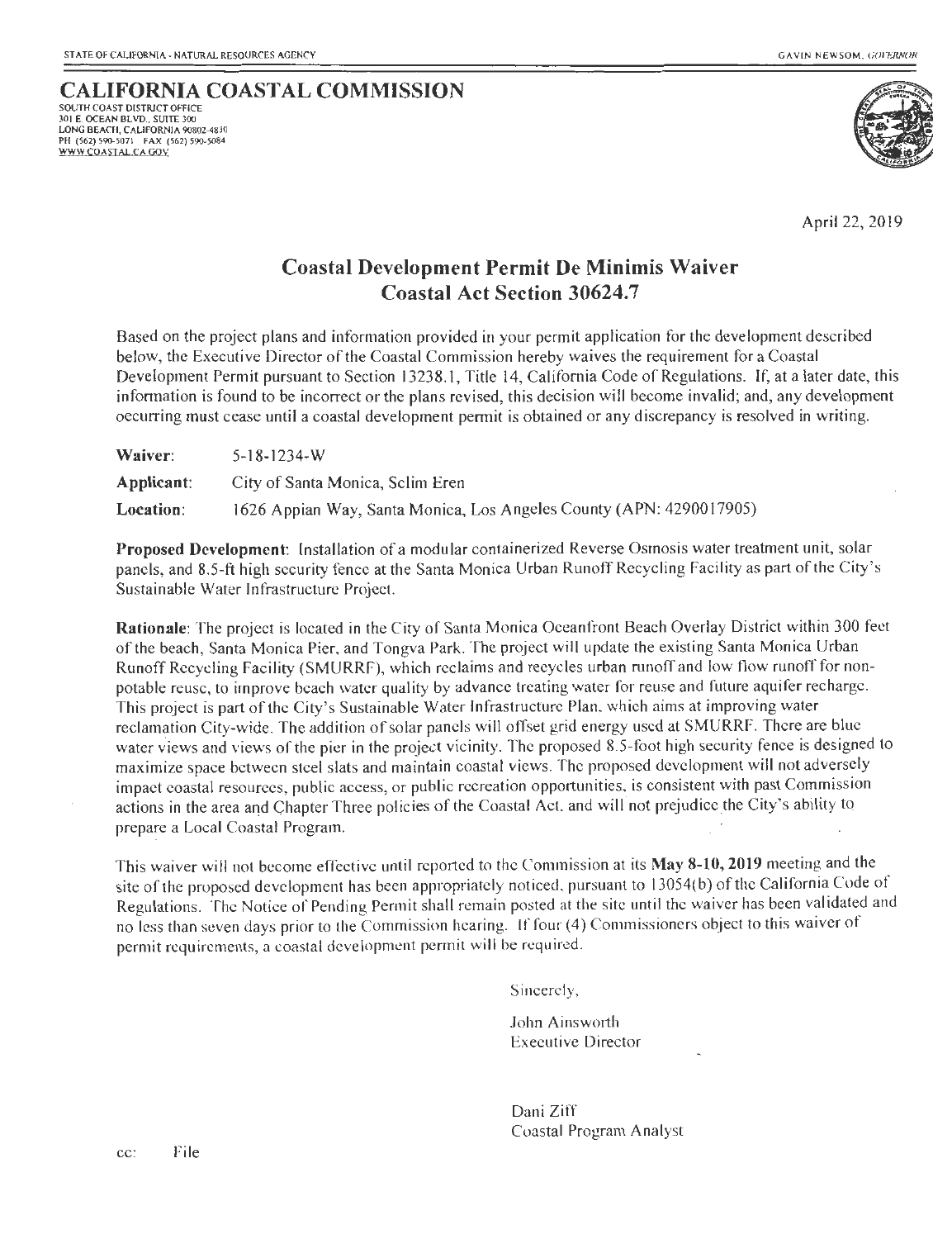STATE OF CALIFORNIA - NATURAL RESOURCES AGENCY GAVIN NEWSOM, *GOVERNOR*

# CALIFORNIA COASTAL COMMISSION

SOUTH COAST DISTRICT OFFICE
301 E. OCEAN BLVD., SUITE 300
LONG BEACH, CALIFORNIA 90802-4830
PH (562) 590-5071 FAX (562) 590-5084
WWW.COASTAL.CA.GOV

April 22, 2019

## Coastal Development Permit De Minimis Waiver
## Coastal Act Section 30624.7

Based on the project plans and information provided in your permit application for the development described below, the Executive Director of the Coastal Commission hereby waives the requirement for a Coastal Development Permit pursuant to Section 13238.1, Title 14, California Code of Regulations. If, at a later date, this information is found to be incorrect or the plans revised, this decision will become invalid; and, any development occurring must cease until a coastal development permit is obtained or any discrepancy is resolved in writing.

**Waiver:** 5-18-1234-W

**Applicant:** City of Santa Monica, Selim Eren

**Location:** 1626 Appian Way, Santa Monica, Los Angeles County (APN: 4290017905)

**Proposed Development:** Installation of a modular containerized Reverse Osmosis water treatment unit, solar panels, and 8.5-ft high security fence at the Santa Monica Urban Runoff Recycling Facility as part of the City's Sustainable Water Infrastructure Project.

**Rationale**: The project is located in the City of Santa Monica Oceanfront Beach Overlay District within 300 feet of the beach, Santa Monica Pier, and Tongva Park. The project will update the existing Santa Monica Urban Runoff Recycling Facility (SMURRF), which reclaims and recycles urban runoff and low flow runoff for non-potable reuse, to improve beach water quality by advance treating water for reuse and future aquifer recharge. This project is part of the City's Sustainable Water Infrastructure Plan, which aims at improving water reclamation City-wide. The addition of solar panels will offset grid energy used at SMURRF. There are blue water views and views of the pier in the project vicinity. The proposed 8.5-foot high security fence is designed to maximize space between steel slats and maintain coastal views. The proposed development will not adversely impact coastal resources, public access, or public recreation opportunities, is consistent with past Commission actions in the area and Chapter Three policies of the Coastal Act, and will not prejudice the City's ability to prepare a Local Coastal Program.

This waiver will not become effective until reported to the Commission at its **May 8-10, 2019** meeting and the site of the proposed development has been appropriately noticed, pursuant to 13054(b) of the California Code of Regulations. The Notice of Pending Permit shall remain posted at the site until the waiver has been validated and no less than seven days prior to the Commission hearing. If four (4) Commissioners object to this waiver of permit requirements, a coastal development permit will be required.

Sincerely,

John Ainsworth
Executive Director

Dani Ziff
Coastal Program Analyst

cc: File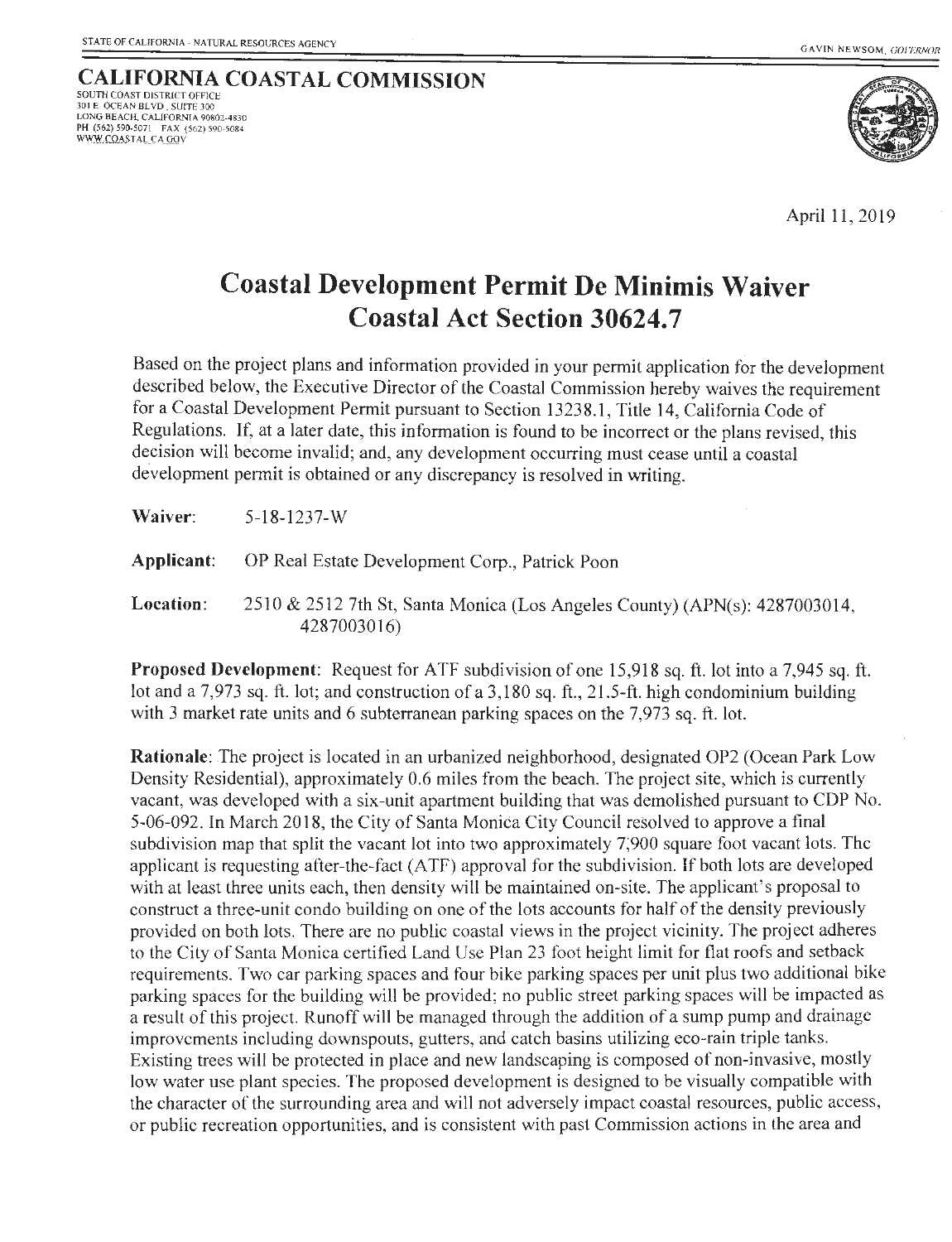STATE OF CALIFORNIA - NATURAL RESOURCES AGENCY

GAVIN NEWSOM, *GOVERNOR*

**CALIFORNIA COASTAL COMMISSION**
SOUTH COAST DISTRICT OFFICE
301 E. OCEAN BLVD., SUITE 300
LONG BEACH, CALIFORNIA 90802-4830
PH (562) 590-5071 FAX (562) 590-5084
WWW.COASTAL.CA.GOV

April 11, 2019

# Coastal Development Permit De Minimis Waiver Coastal Act Section 30624.7

Based on the project plans and information provided in your permit application for the development described below, the Executive Director of the Coastal Commission hereby waives the requirement for a Coastal Development Permit pursuant to Section 13238.1, Title 14, California Code of Regulations. If, at a later date, this information is found to be incorrect or the plans revised, this decision will become invalid; and, any development occurring must cease until a coastal development permit is obtained or any discrepancy is resolved in writing.

**Waiver:** 5-18-1237-W

**Applicant:** OP Real Estate Development Corp., Patrick Poon

**Location:** 2510 & 2512 7th St, Santa Monica (Los Angeles County) (APN(s): 4287003014, 4287003016)

**Proposed Development**: Request for ATF subdivision of one 15,918 sq. ft. lot into a 7,945 sq. ft. lot and a 7,973 sq. ft. lot; and construction of a 3,180 sq. ft., 21.5-ft. high condominium building with 3 market rate units and 6 subterranean parking spaces on the 7,973 sq. ft. lot.

**Rationale**: The project is located in an urbanized neighborhood, designated OP2 (Ocean Park Low Density Residential), approximately 0.6 miles from the beach. The project site, which is currently vacant, was developed with a six-unit apartment building that was demolished pursuant to CDP No. 5-06-092. In March 2018, the City of Santa Monica City Council resolved to approve a final subdivision map that split the vacant lot into two approximately 7,900 square foot vacant lots. The applicant is requesting after-the-fact (ATF) approval for the subdivision. If both lots are developed with at least three units each, then density will be maintained on-site. The applicant's proposal to construct a three-unit condo building on one of the lots accounts for half of the density previously provided on both lots. There are no public coastal views in the project vicinity. The project adheres to the City of Santa Monica certified Land Use Plan 23 foot height limit for flat roofs and setback requirements. Two car parking spaces and four bike parking spaces per unit plus two additional bike parking spaces for the building will be provided; no public street parking spaces will be impacted as a result of this project. Runoff will be managed through the addition of a sump pump and drainage improvements including downspouts, gutters, and catch basins utilizing eco-rain triple tanks. Existing trees will be protected in place and new landscaping is composed of non-invasive, mostly low water use plant species. The proposed development is designed to be visually compatible with the character of the surrounding area and will not adversely impact coastal resources, public access, or public recreation opportunities, and is consistent with past Commission actions in the area and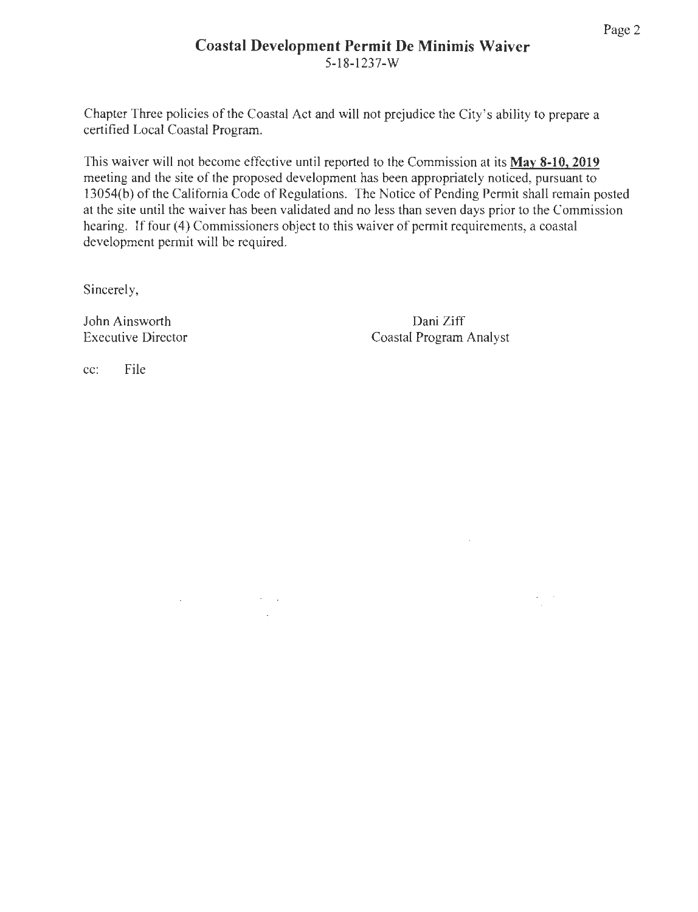Chapter Three policies of the Coastal Act and will not prejudice the City's ability to prepare a certified Local Coastal Program.

This waiver will not become effective until reported to the Commission at its **May 8-10, 2019** meeting and the site of the proposed development has been appropriately noticed, pursuant to 13054(b) of the California Code of Regulations. The Notice of Pending Permit shall remain posted at the site until the waiver has been validated and no less than seven days prior to the Commission hearing. If four (4) Commissioners object to this waiver of permit requirements, a coastal development permit will be required.

Sincerely,

John Ainsworth
Executive Director

Dani Ziff
Coastal Program Analyst

cc: File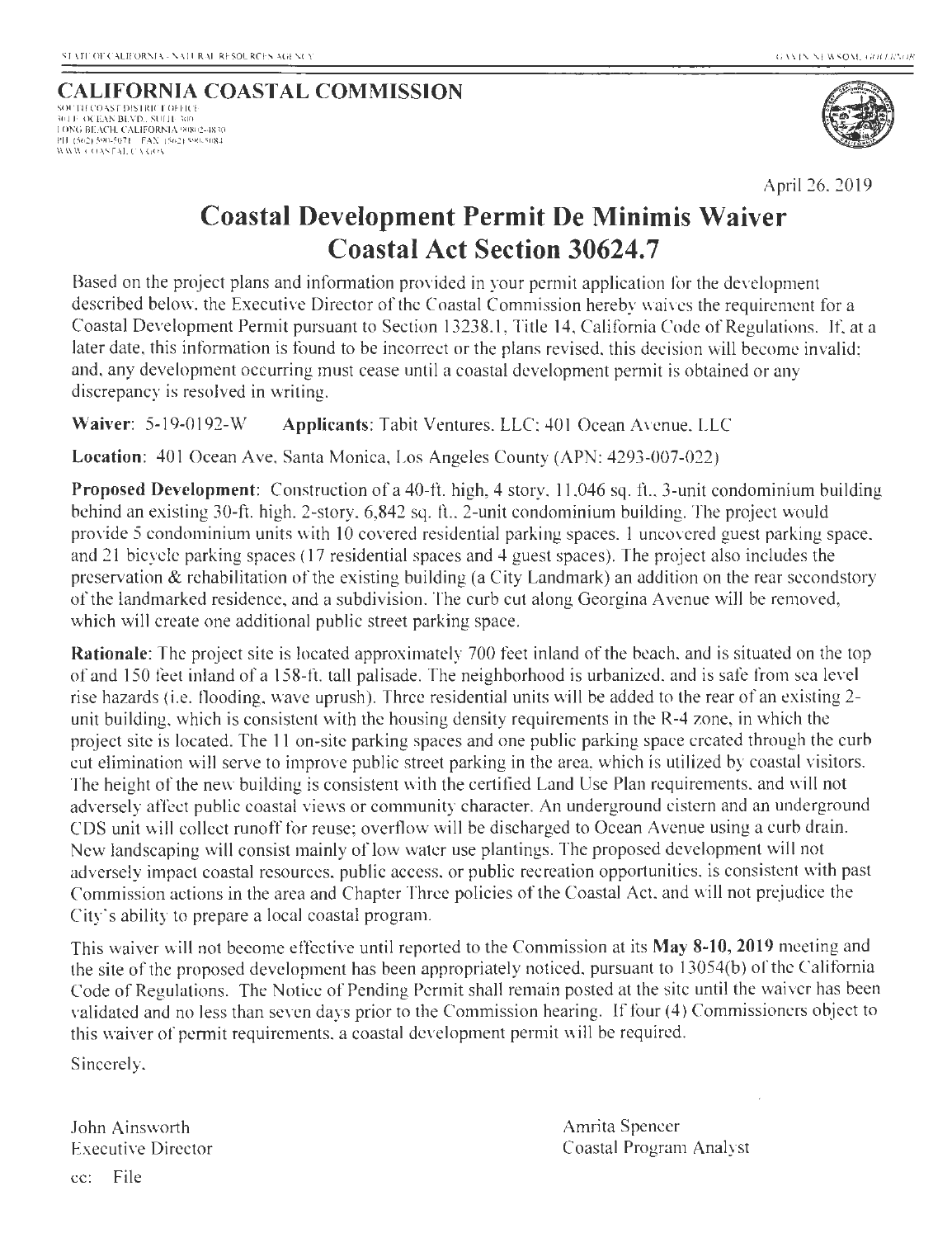STATE OF CALIFORNIA - NATURAL RESOURCES AGENCY GAVIN NEWSOM, GOVERNOR

**CALIFORNIA COASTAL COMMISSION**
SOUTH COAST DISTRICT OFFICE
301 E. OCEAN BLVD., SUITE 300
LONG BEACH, CALIFORNIA 90802-4830
PH (562) 590-5071 FAX (562) 590-5084
WWW.COASTAL.CA.GOV

April 26, 2019

# Coastal Development Permit De Minimis Waiver
# Coastal Act Section 30624.7

Based on the project plans and information provided in your permit application for the development described below, the Executive Director of the Coastal Commission hereby waives the requirement for a Coastal Development Permit pursuant to Section 13238.1, Title 14, California Code of Regulations. If, at a later date, this information is found to be incorrect or the plans revised, this decision will become invalid; and, any development occurring must cease until a coastal development permit is obtained or any discrepancy is resolved in writing.

**Waiver**: 5-19-0192-W **Applicants**: Tabit Ventures, LLC; 401 Ocean Avenue, LLC

**Location**: 401 Ocean Ave, Santa Monica, Los Angeles County (APN: 4293-007-022)

**Proposed Development**: Construction of a 40-ft. high, 4 story, 11,046 sq. ft., 3-unit condominium building behind an existing 30-ft. high, 2-story, 6,842 sq. ft., 2-unit condominium building. The project would provide 5 condominium units with 10 covered residential parking spaces, 1 uncovered guest parking space, and 21 bicycle parking spaces (17 residential spaces and 4 guest spaces). The project also includes the preservation & rehabilitation of the existing building (a City Landmark) an addition on the rear secondstory of the landmarked residence, and a subdivision. The curb cut along Georgina Avenue will be removed, which will create one additional public street parking space.

**Rationale**: The project site is located approximately 700 feet inland of the beach, and is situated on the top of and 150 feet inland of a 158-ft. tall palisade. The neighborhood is urbanized, and is safe from sea level rise hazards (i.e. flooding, wave uprush). Three residential units will be added to the rear of an existing 2-unit building, which is consistent with the housing density requirements in the R-4 zone, in which the project site is located. The 11 on-site parking spaces and one public parking space created through the curb cut elimination will serve to improve public street parking in the area, which is utilized by coastal visitors. The height of the new building is consistent with the certified Land Use Plan requirements, and will not adversely affect public coastal views or community character. An underground cistern and an underground CDS unit will collect runoff for reuse; overflow will be discharged to Ocean Avenue using a curb drain. New landscaping will consist mainly of low water use plantings. The proposed development will not adversely impact coastal resources, public access, or public recreation opportunities, is consistent with past Commission actions in the area and Chapter Three policies of the Coastal Act, and will not prejudice the City's ability to prepare a local coastal program.

This waiver will not become effective until reported to the Commission at its **May 8-10, 2019** meeting and the site of the proposed development has been appropriately noticed, pursuant to 13054(b) of the California Code of Regulations. The Notice of Pending Permit shall remain posted at the site until the waiver has been validated and no less than seven days prior to the Commission hearing. If four (4) Commissioners object to this waiver of permit requirements, a coastal development permit will be required.

Sincerely,

John Ainsworth
Executive Director

Amrita Spencer
Coastal Program Analyst

cc: File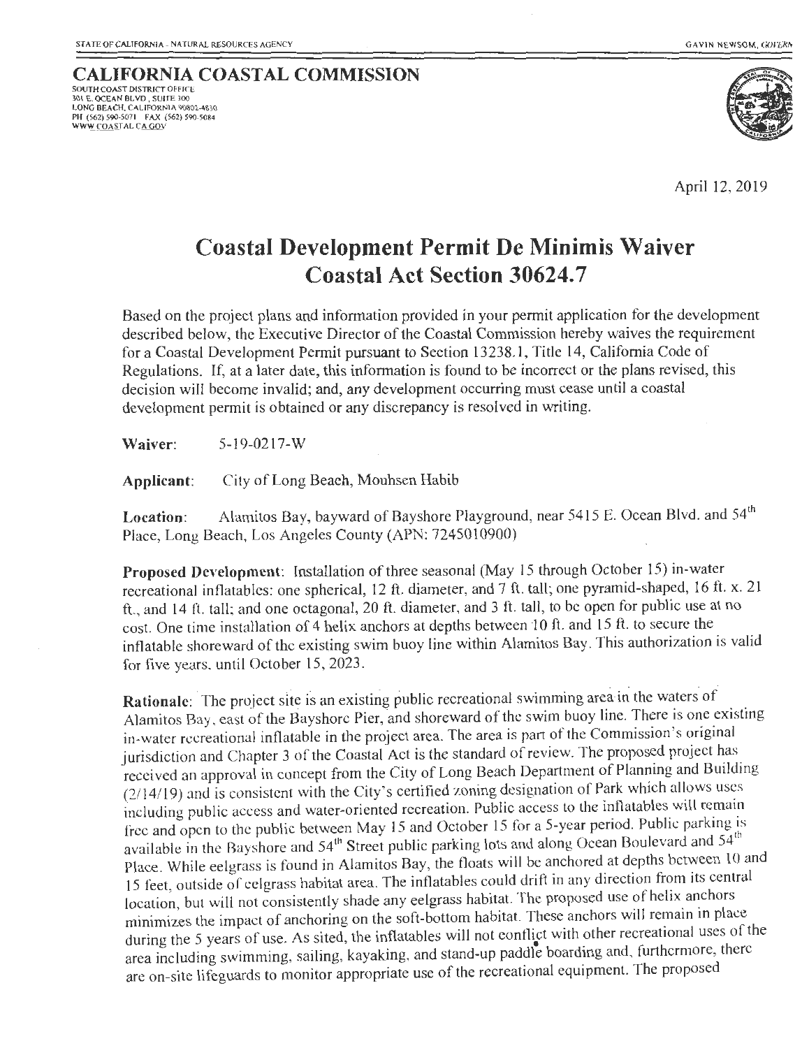STATE OF CALIFORNIA - NATURAL RESOURCES AGENCY

GAVIN NEWSOM, GOVERNOR

**CALIFORNIA COASTAL COMMISSION**
SOUTH COAST DISTRICT OFFICE
301 E. OCEAN BLVD., SUITE 300
LONG BEACH, CALIFORNIA 90802-4830
PH (562) 590-5071 FAX (562) 590-5084
WWW.COASTAL.CA.GOV

April 12, 2019

# Coastal Development Permit De Minimis Waiver
# Coastal Act Section 30624.7

Based on the project plans and information provided in your permit application for the development described below, the Executive Director of the Coastal Commission hereby waives the requirement for a Coastal Development Permit pursuant to Section 13238.1, Title 14, California Code of Regulations. If, at a later date, this information is found to be incorrect or the plans revised, this decision will become invalid; and, any development occurring must cease until a coastal development permit is obtained or any discrepancy is resolved in writing.

**Waiver:** 5-19-0217-W

**Applicant:** City of Long Beach, Mouhsen Habib

**Location:** Alamitos Bay, bayward of Bayshore Playground, near 5415 E. Ocean Blvd. and 54th Place, Long Beach, Los Angeles County (APN: 7245010900)

**Proposed Development:** Installation of three seasonal (May 15 through October 15) in-water recreational inflatables: one spherical, 12 ft. diameter, and 7 ft. tall; one pyramid-shaped, 16 ft. x. 21 ft., and 14 ft. tall; and one octagonal, 20 ft. diameter, and 3 ft. tall, to be open for public use at no cost. One time installation of 4 helix anchors at depths between 10 ft. and 15 ft. to secure the inflatable shoreward of the existing swim buoy line within Alamitos Bay. This authorization is valid for five years, until October 15, 2023.

**Rationale:** The project site is an existing public recreational swimming area in the waters of Alamitos Bay, east of the Bayshore Pier, and shoreward of the swim buoy line. There is one existing in-water recreational inflatable in the project area. The area is part of the Commission's original jurisdiction and Chapter 3 of the Coastal Act is the standard of review. The proposed project has received an approval in concept from the City of Long Beach Department of Planning and Building (2/14/19) and is consistent with the City's certified zoning designation of Park which allows uses including public access and water-oriented recreation. Public access to the inflatables will remain free and open to the public between May 15 and October 15 for a 5-year period. Public parking is available in the Bayshore and 54th Street public parking lots and along Ocean Boulevard and 54th Place. While eelgrass is found in Alamitos Bay, the floats will be anchored at depths between 10 and 15 feet, outside of eelgrass habitat area. The inflatables could drift in any direction from its central location, but will not consistently shade any eelgrass habitat. The proposed use of helix anchors minimizes the impact of anchoring on the soft-bottom habitat. These anchors will remain in place during the 5 years of use. As sited, the inflatables will not conflict with other recreational uses of the area including swimming, sailing, kayaking, and stand-up paddle boarding and, furthermore, there are on-site lifeguards to monitor appropriate use of the recreational equipment. The proposed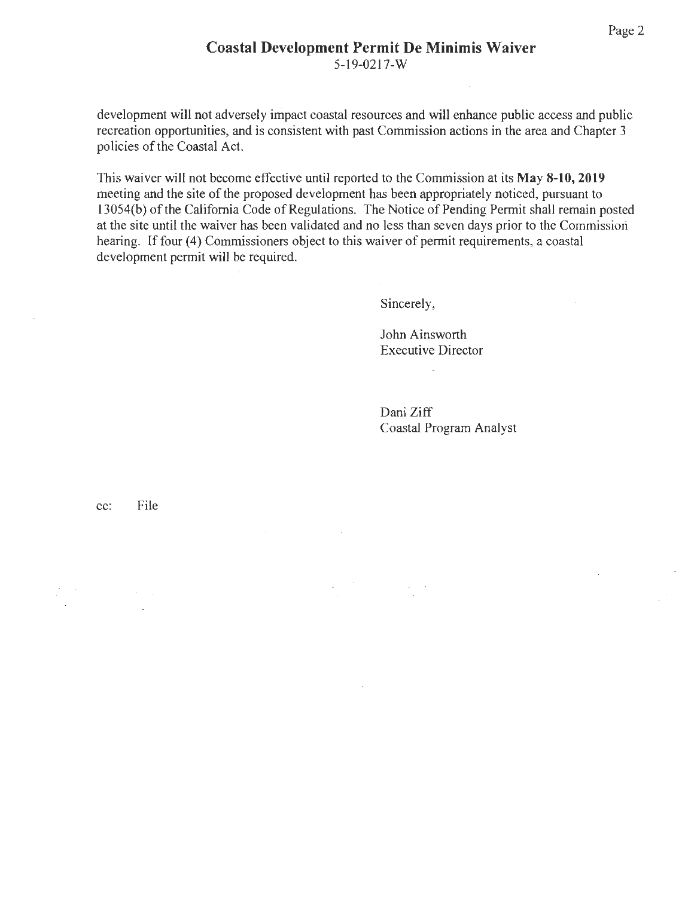## Coastal Development Permit De Minimis Waiver

5-19-0217-W

development will not adversely impact coastal resources and will enhance public access and public recreation opportunities, and is consistent with past Commission actions in the area and Chapter 3 policies of the Coastal Act.

This waiver will not become effective until reported to the Commission at its **May 8-10, 2019** meeting and the site of the proposed development has been appropriately noticed, pursuant to 13054(b) of the California Code of Regulations. The Notice of Pending Permit shall remain posted at the site until the waiver has been validated and no less than seven days prior to the Commission hearing. If four (4) Commissioners object to this waiver of permit requirements, a coastal development permit will be required.

Sincerely,

John Ainsworth
Executive Director

Dani Ziff
Coastal Program Analyst

cc: File